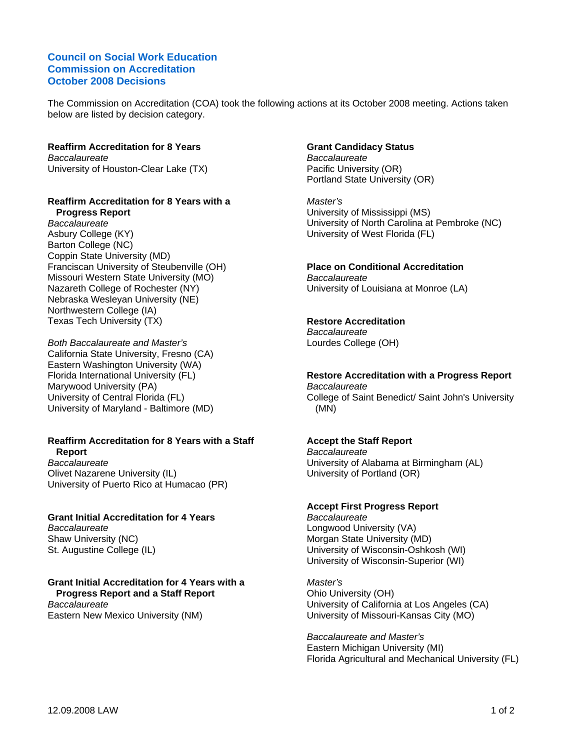# Council on Social Work Education
# Commission on Accreditation
# October 2008 Decisions

The Commission on Accreditation (COA) took the following actions at its October 2008 meeting. Actions taken below are listed by decision category.

**Reaffirm Accreditation for 8 Years**

*Baccalaureate*
University of Houston-Clear Lake (TX)

**Reaffirm Accreditation for 8 Years with a Progress Report**

*Baccalaureate*
Asbury College (KY)
Barton College (NC)
Coppin State University (MD)
Franciscan University of Steubenville (OH)
Missouri Western State University (MO)
Nazareth College of Rochester (NY)
Nebraska Wesleyan University (NE)
Northwestern College (IA)
Texas Tech University (TX)

*Both Baccalaureate and Master's*
California State University, Fresno (CA)
Eastern Washington University (WA)
Florida International University (FL)
Marywood University (PA)
University of Central Florida (FL)
University of Maryland - Baltimore (MD)

**Reaffirm Accreditation for 8 Years with a Staff Report**

*Baccalaureate*
Olivet Nazarene University (IL)
University of Puerto Rico at Humacao (PR)

**Grant Initial Accreditation for 4 Years**

*Baccalaureate*
Shaw University (NC)
St. Augustine College (IL)

**Grant Initial Accreditation for 4 Years with a Progress Report and a Staff Report**

*Baccalaureate*
Eastern New Mexico University (NM)

**Grant Candidacy Status**

*Baccalaureate*
Pacific University (OR)
Portland State University (OR)

*Master's*
University of Mississippi (MS)
University of North Carolina at Pembroke (NC)
University of West Florida (FL)

**Place on Conditional Accreditation**

*Baccalaureate*
University of Louisiana at Monroe (LA)

**Restore Accreditation**

*Baccalaureate*
Lourdes College (OH)

**Restore Accreditation with a Progress Report**

*Baccalaureate*
College of Saint Benedict/ Saint John's University (MN)

**Accept the Staff Report**

*Baccalaureate*
University of Alabama at Birmingham (AL)
University of Portland (OR)

**Accept First Progress Report**

*Baccalaureate*
Longwood University (VA)
Morgan State University (MD)
University of Wisconsin-Oshkosh (WI)
University of Wisconsin-Superior (WI)

*Master's*
Ohio University (OH)
University of California at Los Angeles (CA)
University of Missouri-Kansas City (MO)

*Baccalaureate and Master's*
Eastern Michigan University (MI)
Florida Agricultural and Mechanical University (FL)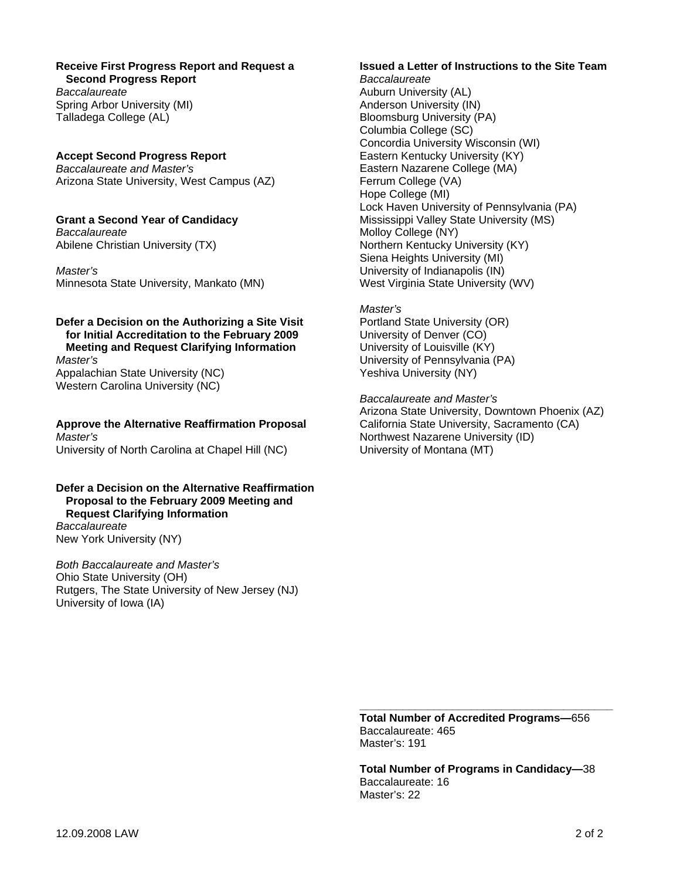**Receive First Progress Report and Request a Second Progress Report**

*Baccalaureate*
Spring Arbor University (MI)
Talladega College (AL)

**Accept Second Progress Report**

*Baccalaureate and Master's*
Arizona State University, West Campus (AZ)

**Grant a Second Year of Candidacy**

*Baccalaureate*
Abilene Christian University (TX)

*Master's*
Minnesota State University, Mankato (MN)

**Defer a Decision on the Authorizing a Site Visit for Initial Accreditation to the February 2009 Meeting and Request Clarifying Information**

*Master's*
Appalachian State University (NC)
Western Carolina University (NC)

**Approve the Alternative Reaffirmation Proposal**

*Master's*
University of North Carolina at Chapel Hill (NC)

**Defer a Decision on the Alternative Reaffirmation Proposal to the February 2009 Meeting and Request Clarifying Information**

*Baccalaureate*
New York University (NY)

*Both Baccalaureate and Master's*
Ohio State University (OH)
Rutgers, The State University of New Jersey (NJ)
University of Iowa (IA)

**Issued a Letter of Instructions to the Site Team**

*Baccalaureate*
Auburn University (AL)
Anderson University (IN)
Bloomsburg University (PA)
Columbia College (SC)
Concordia University Wisconsin (WI)
Eastern Kentucky University (KY)
Eastern Nazarene College (MA)
Ferrum College (VA)
Hope College (MI)
Lock Haven University of Pennsylvania (PA)
Mississippi Valley State University (MS)
Molloy College (NY)
Northern Kentucky University (KY)
Siena Heights University (MI)
University of Indianapolis (IN)
West Virginia State University (WV)

*Master's*
Portland State University (OR)
University of Denver (CO)
University of Louisville (KY)
University of Pennsylvania (PA)
Yeshiva University (NY)

*Baccalaureate and Master's*
Arizona State University, Downtown Phoenix (AZ)
California State University, Sacramento (CA)
Northwest Nazarene University (ID)
University of Montana (MT)

---

**Total Number of Accredited Programs—**656
Baccalaureate: 465
Master's: 191

**Total Number of Programs in Candidacy—**38
Baccalaureate: 16
Master's: 22

12.09.2008 LAW